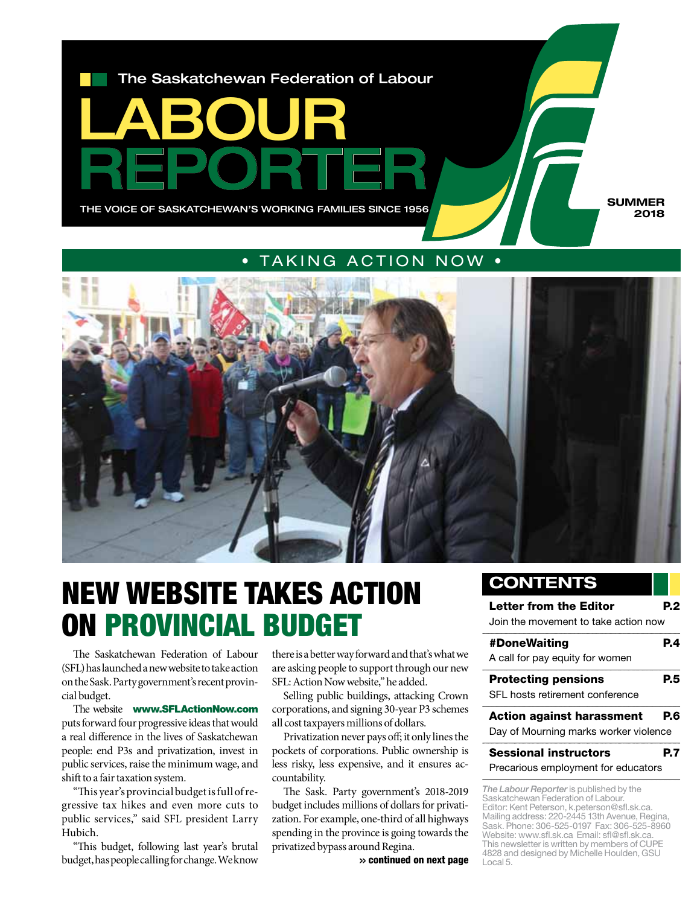The Saskatchewan Federation of Labour

# LABOUR REPORTER

THE VOICE OF SASKATCHEWAN'S WORKING FAMILIES SINCE 1956

SUMMER 2018

• TAKING ACTION NOW •

# NEW WEBSITE TAKES ACTION ON PROVINCIAL BUDGET

The Saskatchewan Federation of Labour (SFL) has launched a new website to take action on the Sask. Party government's recent provincial budget.

The website **www.SFLActionNow.com** puts forward four progressive ideas that would a real difference in the lives of Saskatchewan people: end P3s and privatization, invest in public services, raise the minimum wage, and shift to a fair taxation system.

"This year's provincial budget is full of regressive tax hikes and even more cuts to public services," said SFL president Larry Hubich.

"This budget, following last year's brutal budget, has people calling for change. We know there is a better way forward and that's what we are asking people to support through our new SFL: Action Now website," he added.

Selling public buildings, attacking Crown corporations, and signing 30-year P3 schemes all cost taxpayers millions of dollars.

Privatization never pays off; it only lines the pockets of corporations. Public ownership is less risky, less expensive, and it ensures accountability.

The Sask. Party government's 2018-2019 budget includes millions of dollars for privatization. For example, one-third of all highways spending in the province is going towards the privatized bypass around Regina.

**» continued on next page**

## CONTENTS

**Letter from the Editor** — **P.2**
Join the movement to take action now

**#DoneWaiting** — **P.4**
A call for pay equity for women

**Protecting pensions** — **P.5**
SFL hosts retirement conference

**Action against harassment** — **P.6**
Day of Mourning marks worker violence

**Sessional instructors** — **P.7**
Precarious employment for educators

*The Labour Reporter* is published by the Saskatchewan Federation of Labour.
Editor: Kent Peterson, k.peterson@sfl.sk.ca.
Mailing address: 220-2445 13th Avenue, Regina, Sask. Phone: 306-525-0197 Fax: 306-525-8960
Website: www.sfl.sk.ca Email: sfl@sfl.sk.ca.
This newsletter is written by members of CUPE 4828 and designed by Michelle Houlden, GSU Local 5.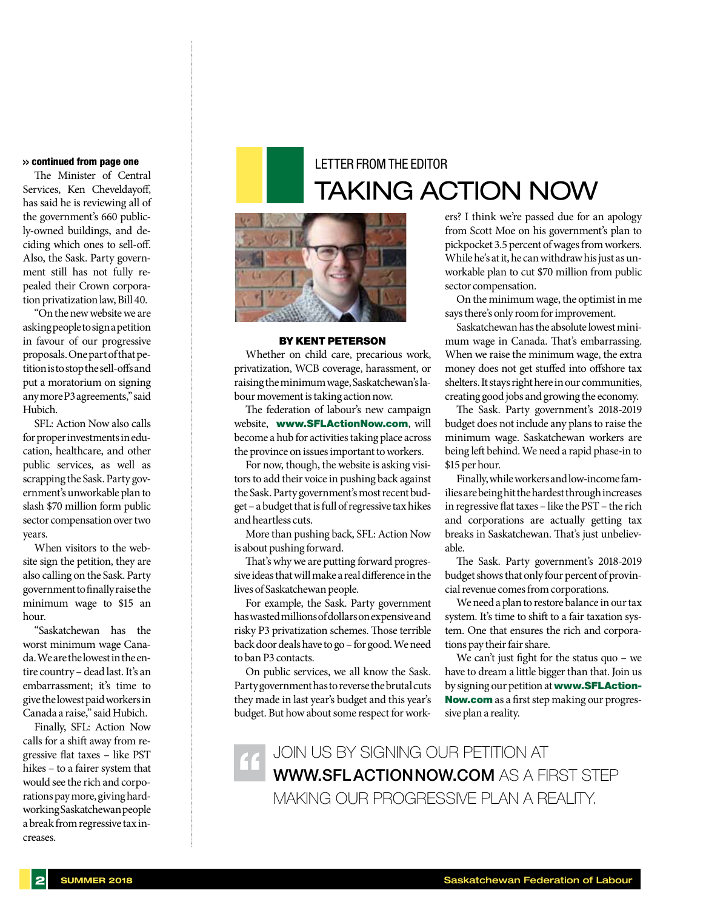**» continued from page one**

The Minister of Central Services, Ken Cheveldayoff, has said he is reviewing all of the government's 660 publicly-owned buildings, and deciding which ones to sell-off. Also, the Sask. Party government still has not fully repealed their Crown corporation privatization law, Bill 40.

"On the new website we are asking people to sign a petition in favour of our progressive proposals. One part of that petition is to stop the sell-offs and put a moratorium on signing any more P3 agreements," said Hubich.

SFL: Action Now also calls for proper investments in education, healthcare, and other public services, as well as scrapping the Sask. Party government's unworkable plan to slash $70 million form public sector compensation over two years.

When visitors to the website sign the petition, they are also calling on the Sask. Party government to finally raise the minimum wage to $15 an hour.

"Saskatchewan has the worst minimum wage Canada. We are the lowest in the entire country – dead last. It's an embarrassment; it's time to give the lowest paid workers in Canada a raise," said Hubich.

Finally, SFL: Action Now calls for a shift away from regressive flat taxes – like PST hikes – to a fairer system that would see the rich and corporations pay more, giving hard-working Saskatchewan people a break from regressive tax increases.

LETTER FROM THE EDITOR

# TAKING ACTION NOW

**BY KENT PETERSON**

Whether on child care, precarious work, privatization, WCB coverage, harassment, or raising the minimum wage, Saskatchewan's labour movement is taking action now.

The federation of labour's new campaign website, **www.SFLActionNow.com**, will become a hub for activities taking place across the province on issues important to workers.

For now, though, the website is asking visitors to add their voice in pushing back against the Sask. Party government's most recent budget – a budget that is full of regressive tax hikes and heartless cuts.

More than pushing back, SFL: Action Now is about pushing forward.

That's why we are putting forward progressive ideas that will make a real difference in the lives of Saskatchewan people.

For example, the Sask. Party government has wasted millions of dollars on expensive and risky P3 privatization schemes. Those terrible back door deals have to go – for good. We need to ban P3 contacts.

On public services, we all know the Sask. Party government has to reverse the brutal cuts they made in last year's budget and this year's budget. But how about some respect for workers? I think we're passed due for an apology from Scott Moe on his government's plan to pickpocket 3.5 percent of wages from workers. While he's at it, he can withdraw his just as unworkable plan to cut $70 million from public sector compensation.

On the minimum wage, the optimist in me says there's only room for improvement.

Saskatchewan has the absolute lowest minimum wage in Canada. That's embarrassing. When we raise the minimum wage, the extra money does not get stuffed into offshore tax shelters. It stays right here in our communities, creating good jobs and growing the economy.

The Sask. Party government's 2018-2019 budget does not include any plans to raise the minimum wage. Saskatchewan workers are being left behind. We need a rapid phase-in to $15 per hour.

Finally, while workers and low-income families are being hit the hardest through increases in regressive flat taxes – like the PST – the rich and corporations are actually getting tax breaks in Saskatchewan. That's just unbelievable.

The Sask. Party government's 2018-2019 budget shows that only four percent of provincial revenue comes from corporations.

We need a plan to restore balance in our tax system. It's time to shift to a fair taxation system. One that ensures the rich and corporations pay their fair share.

We can't just fight for the status quo – we have to dream a little bigger than that. Join us by signing our petition at **www.SFLActionNow.com** as a first step making our progressive plan a reality.

> JOIN US BY SIGNING OUR PETITION AT **WWW.SFLACTIONNOW.COM** AS A FIRST STEP MAKING OUR PROGRESSIVE PLAN A REALITY.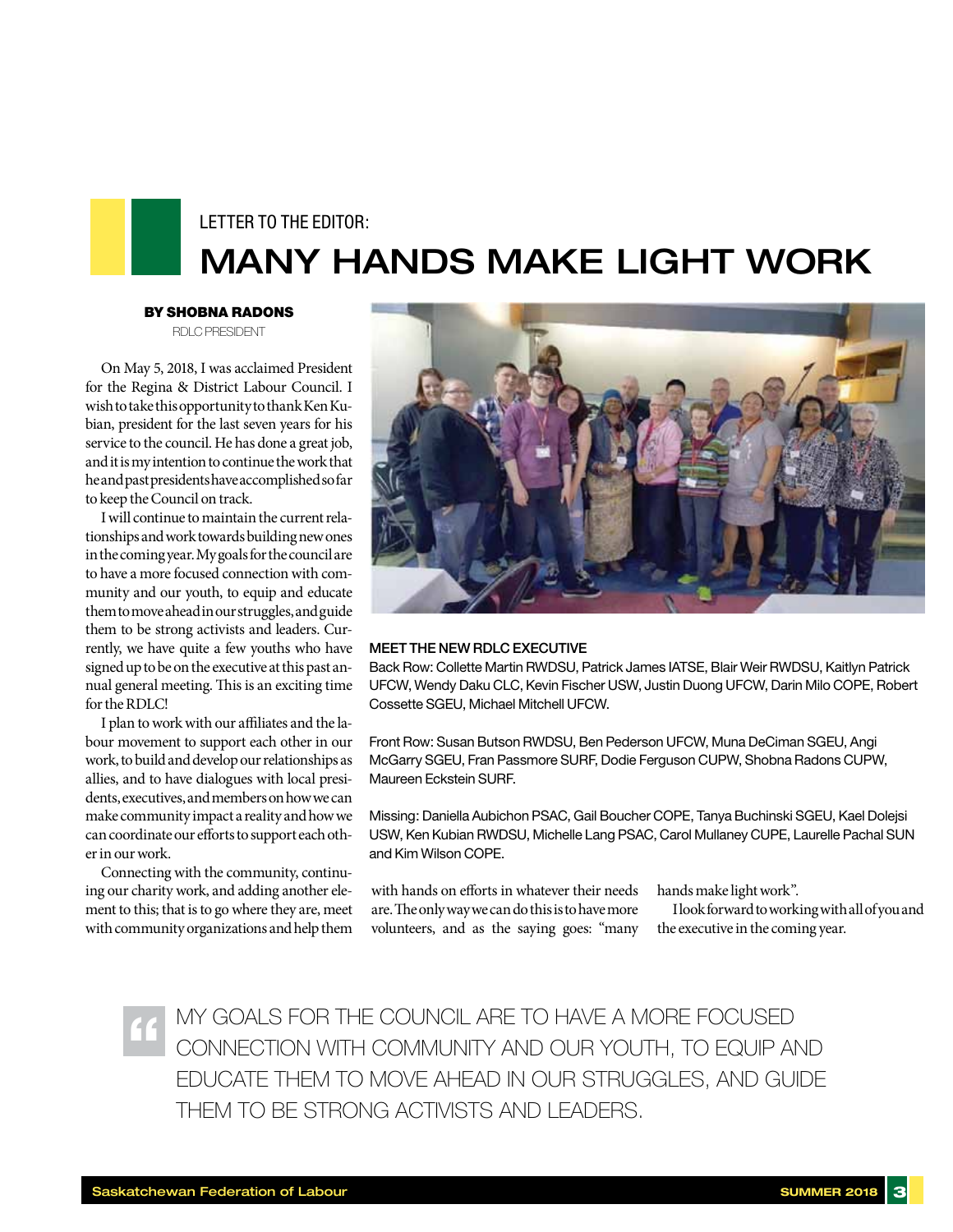LETTER TO THE EDITOR:

# MANY HANDS MAKE LIGHT WORK

**BY SHOBNA RADONS**
RDLC PRESIDENT

On May 5, 2018, I was acclaimed President for the Regina & District Labour Council. I wish to take this opportunity to thank Ken Kubian, president for the last seven years for his service to the council. He has done a great job, and it is my intention to continue the work that he and past presidents have accomplished so far to keep the Council on track.

I will continue to maintain the current relationships and work towards building new ones in the coming year. My goals for the council are to have a more focused connection with community and our youth, to equip and educate them to move ahead in our struggles, and guide them to be strong activists and leaders. Currently, we have quite a few youths who have signed up to be on the executive at this past annual general meeting. This is an exciting time for the RDLC!

I plan to work with our affiliates and the labour movement to support each other in our work, to build and develop our relationships as allies, and to have dialogues with local presidents, executives, and members on how we can make community impact a reality and how we can coordinate our efforts to support each other in our work.

Connecting with the community, continuing our charity work, and adding another element to this; that is to go where they are, meet with community organizations and help them with hands on efforts in whatever their needs are. The only way we can do this is to have more volunteers, and as the saying goes: "many hands make light work".

I look forward to working with all of you and the executive in the coming year.

**MEET THE NEW RDLC EXECUTIVE**

Back Row: Collette Martin RWDSU, Patrick James IATSE, Blair Weir RWDSU, Kaitlyn Patrick UFCW, Wendy Daku CLC, Kevin Fischer USW, Justin Duong UFCW, Darin Milo COPE, Robert Cossette SGEU, Michael Mitchell UFCW.

Front Row: Susan Butson RWDSU, Ben Pederson UFCW, Muna DeCiman SGEU, Angi McGarry SGEU, Fran Passmore SURF, Dodie Ferguson CUPW, Shobna Radons CUPW, Maureen Eckstein SURF.

Missing: Daniella Aubichon PSAC, Gail Boucher COPE, Tanya Buchinski SGEU, Kael Dolejsi USW, Ken Kubian RWDSU, Michelle Lang PSAC, Carol Mullaney CUPE, Laurelle Pachal SUN and Kim Wilson COPE.

> MY GOALS FOR THE COUNCIL ARE TO HAVE A MORE FOCUSED CONNECTION WITH COMMUNITY AND OUR YOUTH, TO EQUIP AND EDUCATE THEM TO MOVE AHEAD IN OUR STRUGGLES, AND GUIDE THEM TO BE STRONG ACTIVISTS AND LEADERS.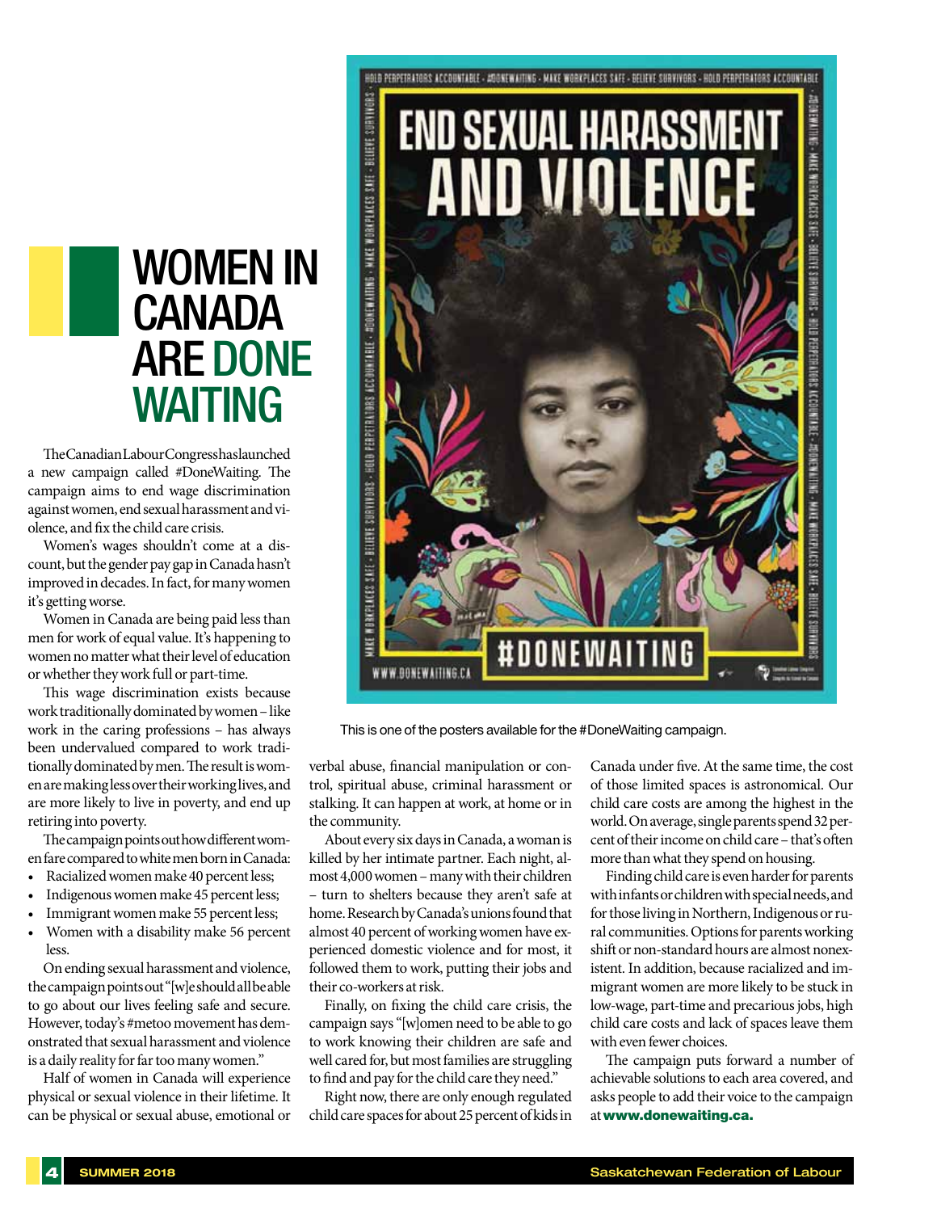# WOMEN IN CANADA ARE DONE WAITING

The Canadian Labour Congress has launched a new campaign called #DoneWaiting. The campaign aims to end wage discrimination against women, end sexual harassment and violence, and fix the child care crisis.

Women's wages shouldn't come at a discount, but the gender pay gap in Canada hasn't improved in decades. In fact, for many women it's getting worse.

Women in Canada are being paid less than men for work of equal value. It's happening to women no matter what their level of education or whether they work full or part-time.

This wage discrimination exists because work traditionally dominated by women – like work in the caring professions – has always been undervalued compared to work traditionally dominated by men. The result is women are making less over their working lives, and are more likely to live in poverty, and end up retiring into poverty.

The campaign points out how different women fare compared to white men born in Canada:

- Racialized women make 40 percent less;
- Indigenous women make 45 percent less;
- Immigrant women make 55 percent less;
- Women with a disability make 56 percent less.

On ending sexual harassment and violence, the campaign points out "[w]e should all be able to go about our lives feeling safe and secure. However, today's #metoo movement has demonstrated that sexual harassment and violence is a daily reality for far too many women."

Half of women in Canada will experience physical or sexual violence in their lifetime. It can be physical or sexual abuse, emotional or verbal abuse, financial manipulation or control, spiritual abuse, criminal harassment or stalking. It can happen at work, at home or in the community.

About every six days in Canada, a woman is killed by her intimate partner. Each night, almost 4,000 women – many with their children – turn to shelters because they aren't safe at home. Research by Canada's unions found that almost 40 percent of working women have experienced domestic violence and for most, it followed them to work, putting their jobs and their co-workers at risk.

Finally, on fixing the child care crisis, the campaign says "[w]omen need to be able to go to work knowing their children are safe and well cared for, but most families are struggling to find and pay for the child care they need."

Right now, there are only enough regulated child care spaces for about 25 percent of kids in Canada under five. At the same time, the cost of those limited spaces is astronomical. Our child care costs are among the highest in the world. On average, single parents spend 32 percent of their income on child care – that's often more than what they spend on housing.

Finding child care is even harder for parents with infants or children with special needs, and for those living in Northern, Indigenous or rural communities. Options for parents working shift or non-standard hours are almost nonexistent. In addition, because racialized and immigrant women are more likely to be stuck in low-wage, part-time and precarious jobs, high child care costs and lack of spaces leave them with even fewer choices.

The campaign puts forward a number of achievable solutions to each area covered, and asks people to add their voice to the campaign at **www.donewaiting.ca.**

This is one of the posters available for the #DoneWaiting campaign.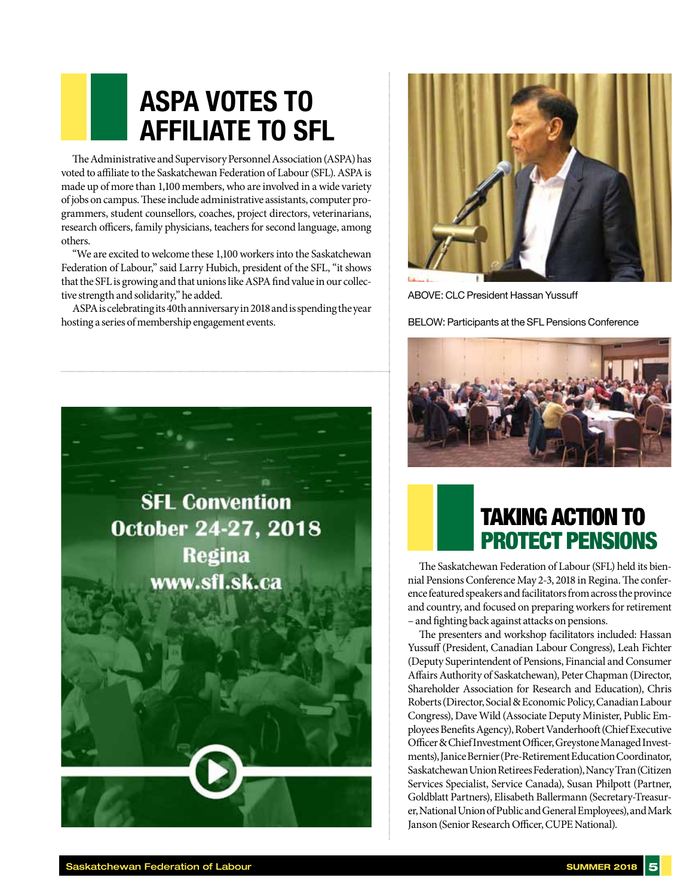# ASPA VOTES TO AFFILIATE TO SFL

The Administrative and Supervisory Personnel Association (ASPA) has voted to affiliate to the Saskatchewan Federation of Labour (SFL). ASPA is made up of more than 1,100 members, who are involved in a wide variety of jobs on campus. These include administrative assistants, computer programmers, student counsellors, coaches, project directors, veterinarians, research officers, family physicians, teachers for second language, among others.

"We are excited to welcome these 1,100 workers into the Saskatchewan Federation of Labour," said Larry Hubich, president of the SFL, "it shows that the SFL is growing and that unions like ASPA find value in our collective strength and solidarity," he added.

ASPA is celebrating its 40th anniversary in 2018 and is spending the year hosting a series of membership engagement events.

SFL Convention
October 24-27, 2018
Regina
www.sfl.sk.ca

ABOVE: CLC President Hassan Yussuff

BELOW: Participants at the SFL Pensions Conference

# TAKING ACTION TO PROTECT PENSIONS

The Saskatchewan Federation of Labour (SFL) held its biennial Pensions Conference May 2-3, 2018 in Regina. The conference featured speakers and facilitators from across the province and country, and focused on preparing workers for retirement – and fighting back against attacks on pensions.

The presenters and workshop facilitators included: Hassan Yussuff (President, Canadian Labour Congress), Leah Fichter (Deputy Superintendent of Pensions, Financial and Consumer Affairs Authority of Saskatchewan), Peter Chapman (Director, Shareholder Association for Research and Education), Chris Roberts (Director, Social & Economic Policy, Canadian Labour Congress), Dave Wild (Associate Deputy Minister, Public Employees Benefits Agency), Robert Vanderhooft (Chief Executive Officer & Chief Investment Officer, Greystone Managed Investments), Janice Bernier (Pre-Retirement Education Coordinator, Saskatchewan Union Retirees Federation), Nancy Tran (Citizen Services Specialist, Service Canada), Susan Philpott (Partner, Goldblatt Partners), Elisabeth Ballermann (Secretary-Treasurer, National Union of Public and General Employees), and Mark Janson (Senior Research Officer, CUPE National).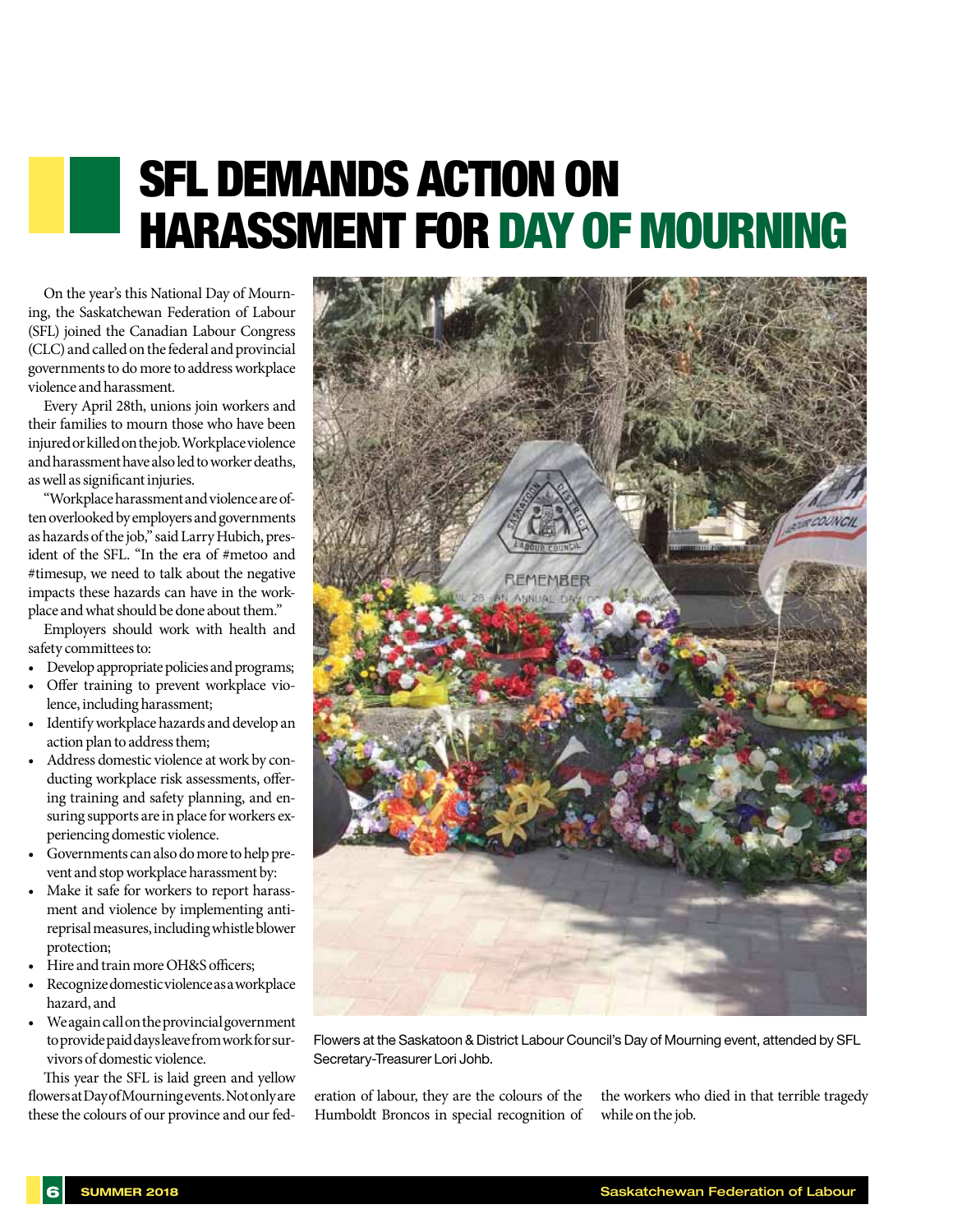# SFL DEMANDS ACTION ON HARASSMENT FOR DAY OF MOURNING

On the year's this National Day of Mourning, the Saskatchewan Federation of Labour (SFL) joined the Canadian Labour Congress (CLC) and called on the federal and provincial governments to do more to address workplace violence and harassment.

Every April 28th, unions join workers and their families to mourn those who have been injured or killed on the job. Workplace violence and harassment have also led to worker deaths, as well as significant injuries.

"Workplace harassment and violence are often overlooked by employers and governments as hazards of the job," said Larry Hubich, president of the SFL. "In the era of #metoo and #timesup, we need to talk about the negative impacts these hazards can have in the workplace and what should be done about them."

Employers should work with health and safety committees to:

- Develop appropriate policies and programs;
- Offer training to prevent workplace violence, including harassment;
- Identify workplace hazards and develop an action plan to address them;
- Address domestic violence at work by conducting workplace risk assessments, offering training and safety planning, and ensuring supports are in place for workers experiencing domestic violence.
- Governments can also do more to help prevent and stop workplace harassment by:
- Make it safe for workers to report harassment and violence by implementing anti-reprisal measures, including whistle blower protection;
- Hire and train more OH&S officers;
- Recognize domestic violence as a workplace hazard, and
- We again call on the provincial government to provide paid days leave from work for survivors of domestic violence.

This year the SFL is laid green and yellow flowers at Day of Mourning events. Not only are these the colours of our province and our federation of labour, they are the colours of the Humboldt Broncos in special recognition of the workers who died in that terrible tragedy while on the job.

Flowers at the Saskatoon & District Labour Council's Day of Mourning event, attended by SFL Secretary-Treasurer Lori Johb.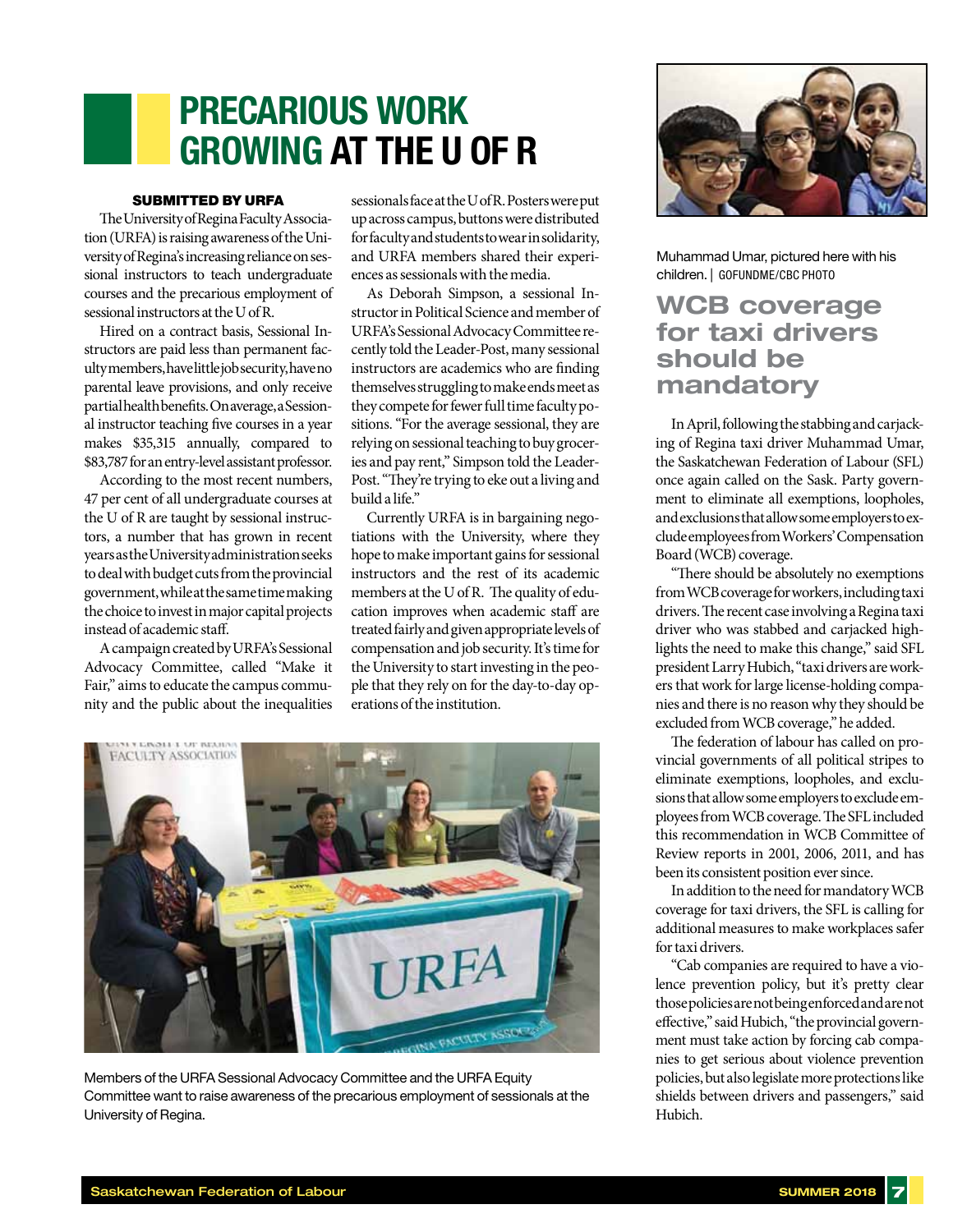# PRECARIOUS WORK GROWING AT THE U OF R

**SUBMITTED BY URFA**

The University of Regina Faculty Association (URFA) is raising awareness of the University of Regina's increasing reliance on sessional instructors to teach undergraduate courses and the precarious employment of sessional instructors at the U of R.

Hired on a contract basis, Sessional Instructors are paid less than permanent faculty members, have little job security, have no parental leave provisions, and only receive partial health benefits. On average, a Sessional instructor teaching five courses in a year makes $35,315 annually, compared to $83,787 for an entry-level assistant professor.

According to the most recent numbers, 47 per cent of all undergraduate courses at the U of R are taught by sessional instructors, a number that has grown in recent years as the University administration seeks to deal with budget cuts from the provincial government, while at the same time making the choice to invest in major capital projects instead of academic staff.

A campaign created by URFA's Sessional Advocacy Committee, called "Make it Fair," aims to educate the campus community and the public about the inequalities sessionals face at the U of R. Posters were put up across campus, buttons were distributed for faculty and students to wear in solidarity, and URFA members shared their experiences as sessionals with the media.

As Deborah Simpson, a sessional Instructor in Political Science and member of URFA's Sessional Advocacy Committee recently told the Leader-Post, many sessional instructors are academics who are finding themselves struggling to make ends meet as they compete for fewer full time faculty positions. "For the average sessional, they are relying on sessional teaching to buy groceries and pay rent," Simpson told the Leader-Post. "They're trying to eke out a living and build a life."

Currently URFA is in bargaining negotiations with the University, where they hope to make important gains for sessional instructors and the rest of its academic members at the U of R. The quality of education improves when academic staff are treated fairly and given appropriate levels of compensation and job security. It's time for the University to start investing in the people that they rely on for the day-to-day operations of the institution.

Members of the URFA Sessional Advocacy Committee and the URFA Equity Committee want to raise awareness of the precarious employment of sessionals at the University of Regina.

Muhammad Umar, pictured here with his children. | GOFUNDME/CBC PHOTO

## WCB coverage for taxi drivers should be mandatory

In April, following the stabbing and carjacking of Regina taxi driver Muhammad Umar, the Saskatchewan Federation of Labour (SFL) once again called on the Sask. Party government to eliminate all exemptions, loopholes, and exclusions that allow some employers to exclude employees from Workers' Compensation Board (WCB) coverage.

"There should be absolutely no exemptions from WCB coverage for workers, including taxi drivers. The recent case involving a Regina taxi driver who was stabbed and carjacked highlights the need to make this change," said SFL president Larry Hubich, "taxi drivers are workers that work for large license-holding companies and there is no reason why they should be excluded from WCB coverage," he added.

The federation of labour has called on provincial governments of all political stripes to eliminate exemptions, loopholes, and exclusions that allow some employers to exclude employees from WCB coverage. The SFL included this recommendation in WCB Committee of Review reports in 2001, 2006, 2011, and has been its consistent position ever since.

In addition to the need for mandatory WCB coverage for taxi drivers, the SFL is calling for additional measures to make workplaces safer for taxi drivers.

"Cab companies are required to have a violence prevention policy, but it's pretty clear those policies are not being enforced and are not effective," said Hubich, "the provincial government must take action by forcing cab companies to get serious about violence prevention policies, but also legislate more protections like shields between drivers and passengers," said Hubich.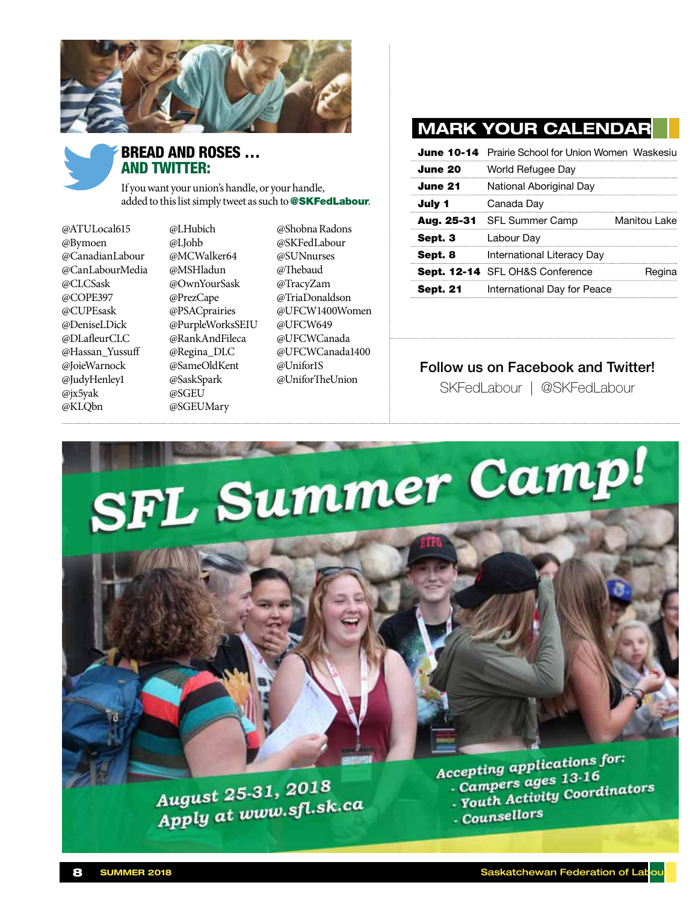## BREAD AND ROSES … AND TWITTER:

If you want your union's handle, or your handle, added to this list simply tweet as such to **@SKFedLabour**.

@ATULocal615
@Bymoen
@CanadianLabour
@CanLabourMedia
@CLCSask
@COPE397
@CUPEsask
@DeniseLDick
@DLafleurCLC
@Hassan_Yussuff
@JoieWarnock
@JudyHenley1
@jx5yak
@KLQbn
@LHubich
@LJohb
@MCWalker64
@MSHladun
@OwnYourSask
@PrezCape
@PSACprairies
@PurpleWorksSEIU
@RankAndFileca
@Regina_DLC
@SameOldKent
@SaskSpark
@SGEU
@SGEUMary
@Shobna Radons
@SKFedLabour
@SUNnurses
@Thebaud
@TracyZam
@TriaDonaldson
@UFCW1400Women
@UFCW649
@UFCWCanada
@UFCWCanada1400
@Unifor1S
@UniforTheUnion

## MARK YOUR CALENDAR

| | | |
|---|---|---|
| **June 10-14** | Prairie School for Union Women | Waskesiu |
| **June 20** | World Refugee Day | |
| **June 21** | National Aboriginal Day | |
| **July 1** | Canada Day | |
| **Aug. 25-31** | SFL Summer Camp | Manitou Lake |
| **Sept. 3** | Labour Day | |
| **Sept. 8** | International Literacy Day | |
| **Sept. 12-14** | SFL OH&S Conference | Regina |
| **Sept. 21** | International Day for Peace | |

**Follow us on Facebook and Twitter!**

SKFedLabour | @SKFedLabour

# SFL Summer Camp!

August 25-31, 2018
Apply at www.sfl.sk.ca

Accepting applications for:

- Campers ages 13-16
- Youth Activity Coordinators
- Counsellors